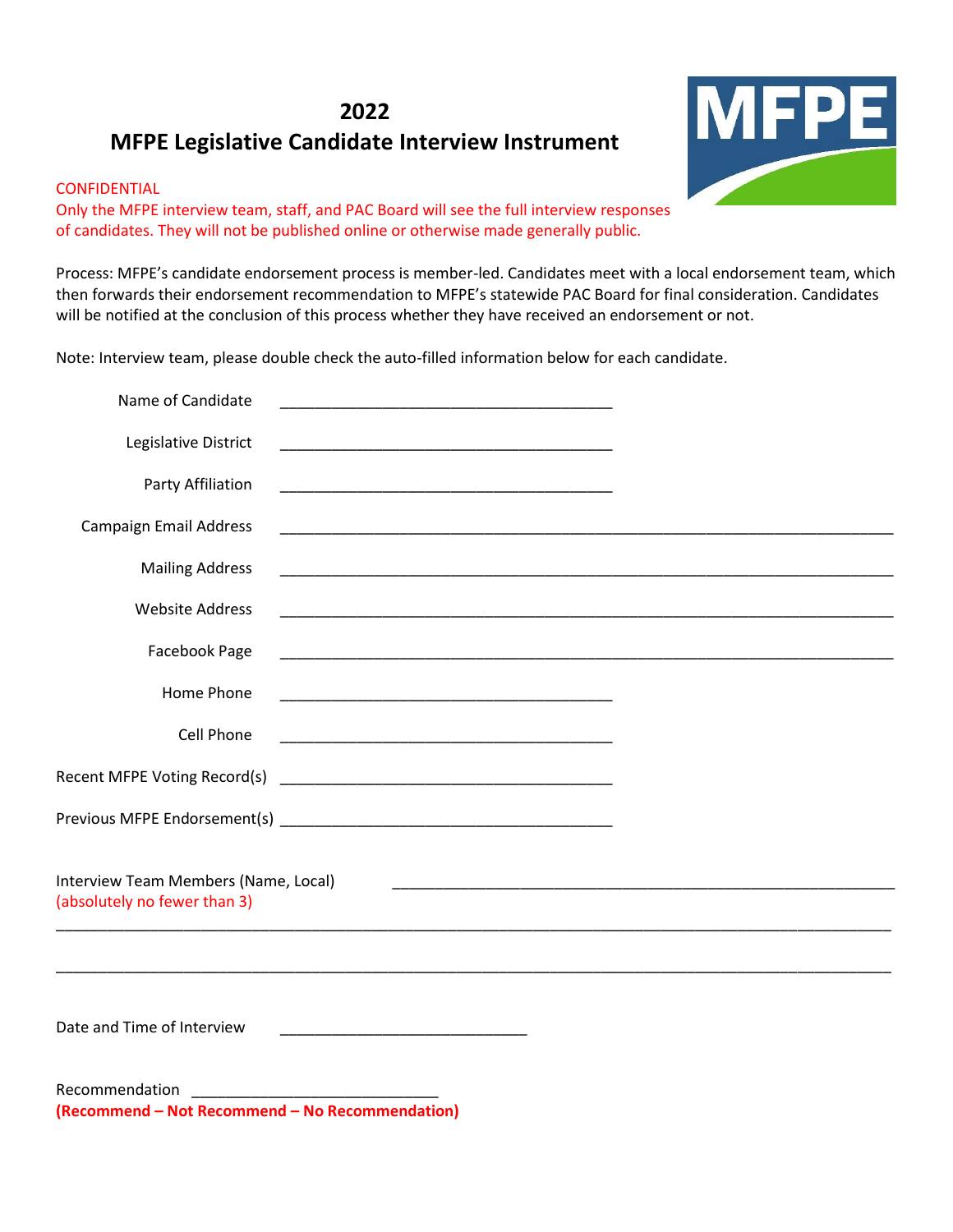# 2022
# MFPE Legislative Candidate Interview Instrument

CONFIDENTIAL
Only the MFPE interview team, staff, and PAC Board will see the full interview responses of candidates. They will not be published online or otherwise made generally public.

Process: MFPE's candidate endorsement process is member-led. Candidates meet with a local endorsement team, which then forwards their endorsement recommendation to MFPE's statewide PAC Board for final consideration. Candidates will be notified at the conclusion of this process whether they have received an endorsement or not.

Note: Interview team, please double check the auto-filled information below for each candidate.

Name of Candidate ________________________________________

Legislative District ________________________________________

Party Affiliation ________________________________________

Campaign Email Address ________________________________________

Mailing Address ________________________________________

Website Address ________________________________________

Facebook Page ________________________________________

Home Phone ________________________________________

Cell Phone ________________________________________

Recent MFPE Voting Record(s) ________________________________________

Previous MFPE Endorsement(s) ________________________________________

Interview Team Members (Name, Local) ________________________________________
(absolutely no fewer than 3)

________________________________________

________________________________________

Date and Time of Interview ______________________________

Recommendation ______________________________
**(Recommend – Not Recommend – No Recommendation)**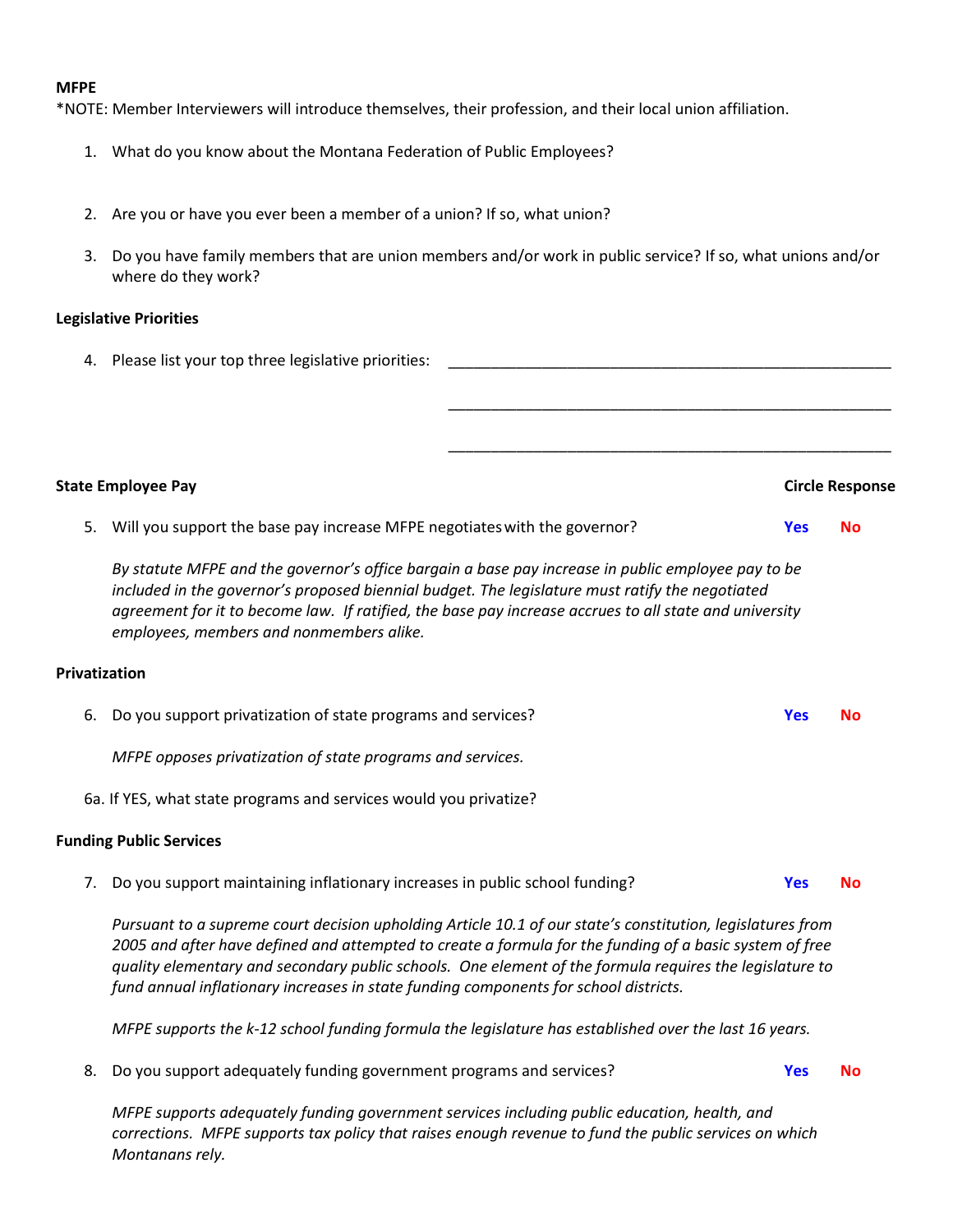**MFPE**

*NOTE: Member Interviewers will introduce themselves, their profession, and their local union affiliation.

1. What do you know about the Montana Federation of Public Employees?

2. Are you or have you ever been a member of a union? If so, what union?

3. Do you have family members that are union members and/or work in public service? If so, what unions and/or where do they work?

**Legislative Priorities**

4. Please list your top three legislative priorities: ______________________________________________

______________________________________________

______________________________________________

**State Employee Pay** **Circle Response**

5. Will you support the base pay increase MFPE negotiates with the governor? **Yes** **No**

*By statute MFPE and the governor's office bargain a base pay increase in public employee pay to be included in the governor's proposed biennial budget. The legislature must ratify the negotiated agreement for it to become law. If ratified, the base pay increase accrues to all state and university employees, members and nonmembers alike.*

**Privatization**

6. Do you support privatization of state programs and services? **Yes** **No**

*MFPE opposes privatization of state programs and services.*

6a. If YES, what state programs and services would you privatize?

**Funding Public Services**

7. Do you support maintaining inflationary increases in public school funding? **Yes** **No**

*Pursuant to a supreme court decision upholding Article 10.1 of our state's constitution, legislatures from 2005 and after have defined and attempted to create a formula for the funding of a basic system of free quality elementary and secondary public schools. One element of the formula requires the legislature to fund annual inflationary increases in state funding components for school districts.*

*MFPE supports the k-12 school funding formula the legislature has established over the last 16 years.*

8. Do you support adequately funding government programs and services? **Yes** **No**

*MFPE supports adequately funding government services including public education, health, and corrections. MFPE supports tax policy that raises enough revenue to fund the public services on which Montanans rely.*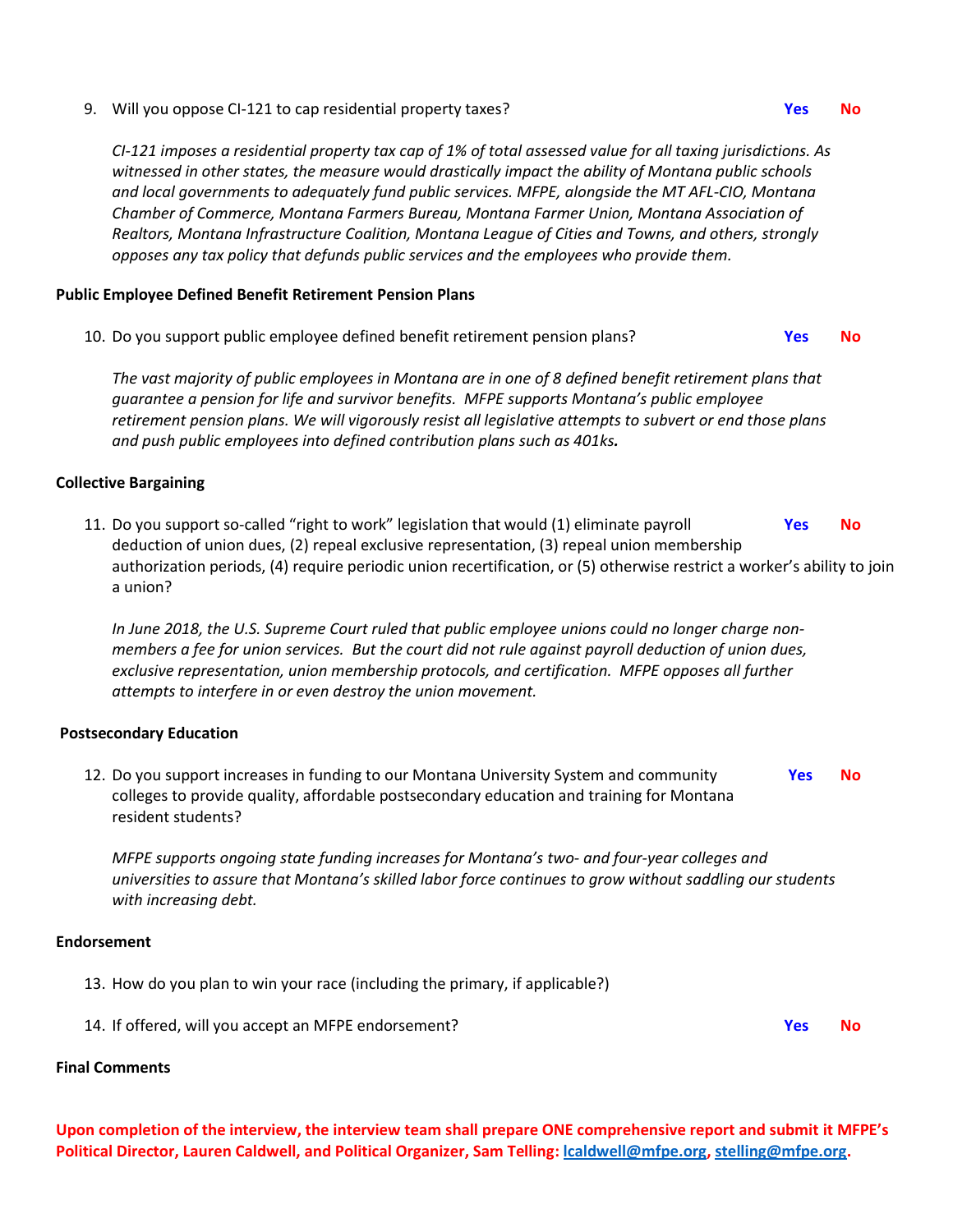9. Will you oppose CI-121 to cap residential property taxes? **Yes** **No**

   *CI-121 imposes a residential property tax cap of 1% of total assessed value for all taxing jurisdictions. As witnessed in other states, the measure would drastically impact the ability of Montana public schools and local governments to adequately fund public services. MFPE, alongside the MT AFL-CIO, Montana Chamber of Commerce, Montana Farmers Bureau, Montana Farmer Union, Montana Association of Realtors, Montana Infrastructure Coalition, Montana League of Cities and Towns, and others, strongly opposes any tax policy that defunds public services and the employees who provide them.*

**Public Employee Defined Benefit Retirement Pension Plans**

10. Do you support public employee defined benefit retirement pension plans? **Yes** **No**

    *The vast majority of public employees in Montana are in one of 8 defined benefit retirement plans that guarantee a pension for life and survivor benefits. MFPE supports Montana's public employee retirement pension plans. We will vigorously resist all legislative attempts to subvert or end those plans and push public employees into defined contribution plans such as 401ks.*

**Collective Bargaining**

11. Do you support so-called "right to work" legislation that would (1) eliminate payroll deduction of union dues, (2) repeal exclusive representation, (3) repeal union membership authorization periods, (4) require periodic union recertification, or (5) otherwise restrict a worker's ability to join a union? **Yes** **No**

    *In June 2018, the U.S. Supreme Court ruled that public employee unions could no longer charge non-members a fee for union services. But the court did not rule against payroll deduction of union dues, exclusive representation, union membership protocols, and certification. MFPE opposes all further attempts to interfere in or even destroy the union movement.*

**Postsecondary Education**

12. Do you support increases in funding to our Montana University System and community colleges to provide quality, affordable postsecondary education and training for Montana resident students? **Yes** **No**

    *MFPE supports ongoing state funding increases for Montana's two- and four-year colleges and universities to assure that Montana's skilled labor force continues to grow without saddling our students with increasing debt.*

**Endorsement**

13. How do you plan to win your race (including the primary, if applicable?)

14. If offered, will you accept an MFPE endorsement? **Yes** **No**

**Final Comments**

**Upon completion of the interview, the interview team shall prepare ONE comprehensive report and submit it MFPE's Political Director, Lauren Caldwell, and Political Organizer, Sam Telling: lcaldwell@mfpe.org, stelling@mfpe.org.**